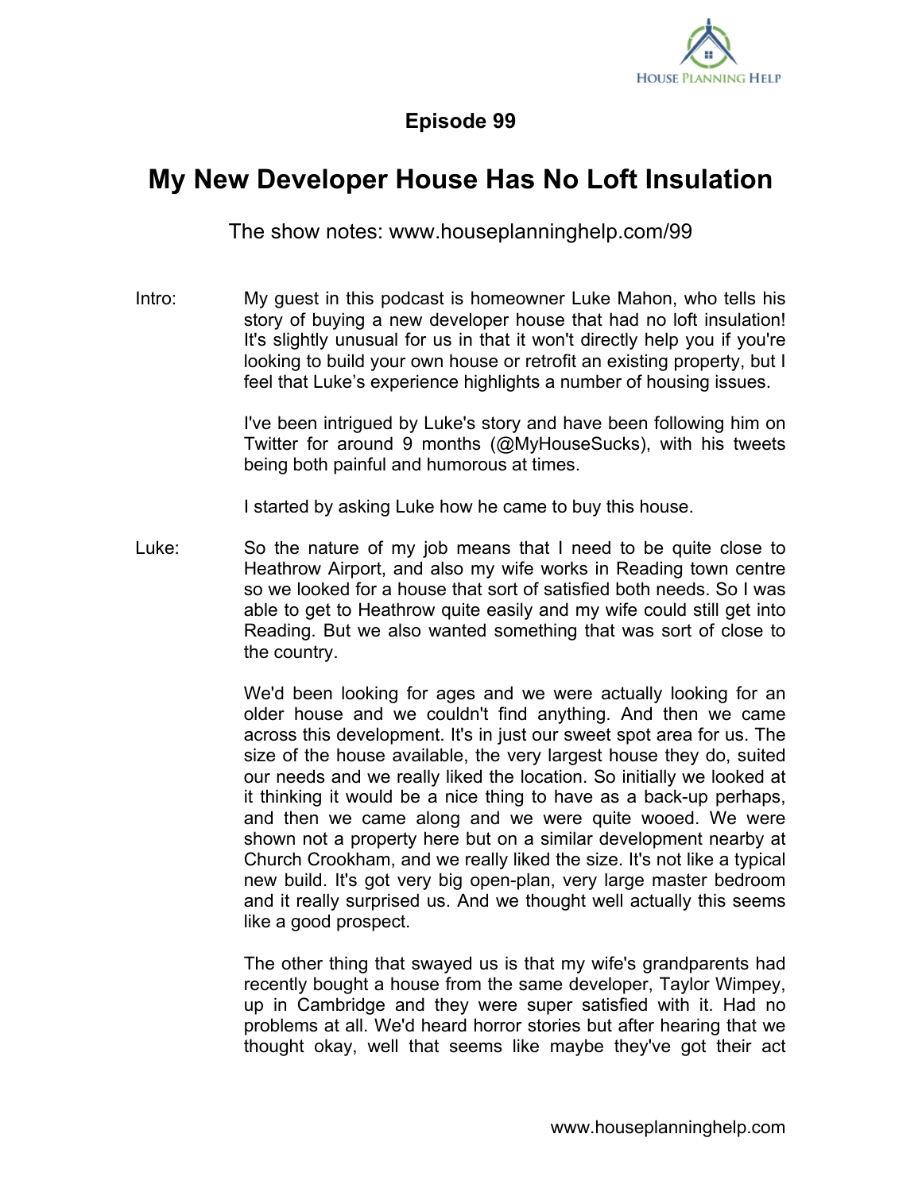# Episode 99

## My New Developer House Has No Loft Insulation

The show notes: www.houseplanninghelp.com/99

**Intro:** My guest in this podcast is homeowner Luke Mahon, who tells his story of buying a new developer house that had no loft insulation! It's slightly unusual for us in that it won't directly help you if you're looking to build your own house or retrofit an existing property, but I feel that Luke's experience highlights a number of housing issues.

I've been intrigued by Luke's story and have been following him on Twitter for around 9 months (@MyHouseSucks), with his tweets being both painful and humorous at times.

I started by asking Luke how he came to buy this house.

**Luke:** So the nature of my job means that I need to be quite close to Heathrow Airport, and also my wife works in Reading town centre so we looked for a house that sort of satisfied both needs. So I was able to get to Heathrow quite easily and my wife could still get into Reading. But we also wanted something that was sort of close to the country.

We'd been looking for ages and we were actually looking for an older house and we couldn't find anything. And then we came across this development. It's in just our sweet spot area for us. The size of the house available, the very largest house they do, suited our needs and we really liked the location. So initially we looked at it thinking it would be a nice thing to have as a back-up perhaps, and then we came along and we were quite wooed. We were shown not a property here but on a similar development nearby at Church Crookham, and we really liked the size. It's not like a typical new build. It's got very big open-plan, very large master bedroom and it really surprised us. And we thought well actually this seems like a good prospect.

The other thing that swayed us is that my wife's grandparents had recently bought a house from the same developer, Taylor Wimpey, up in Cambridge and they were super satisfied with it. Had no problems at all. We'd heard horror stories but after hearing that we thought okay, well that seems like maybe they've got their act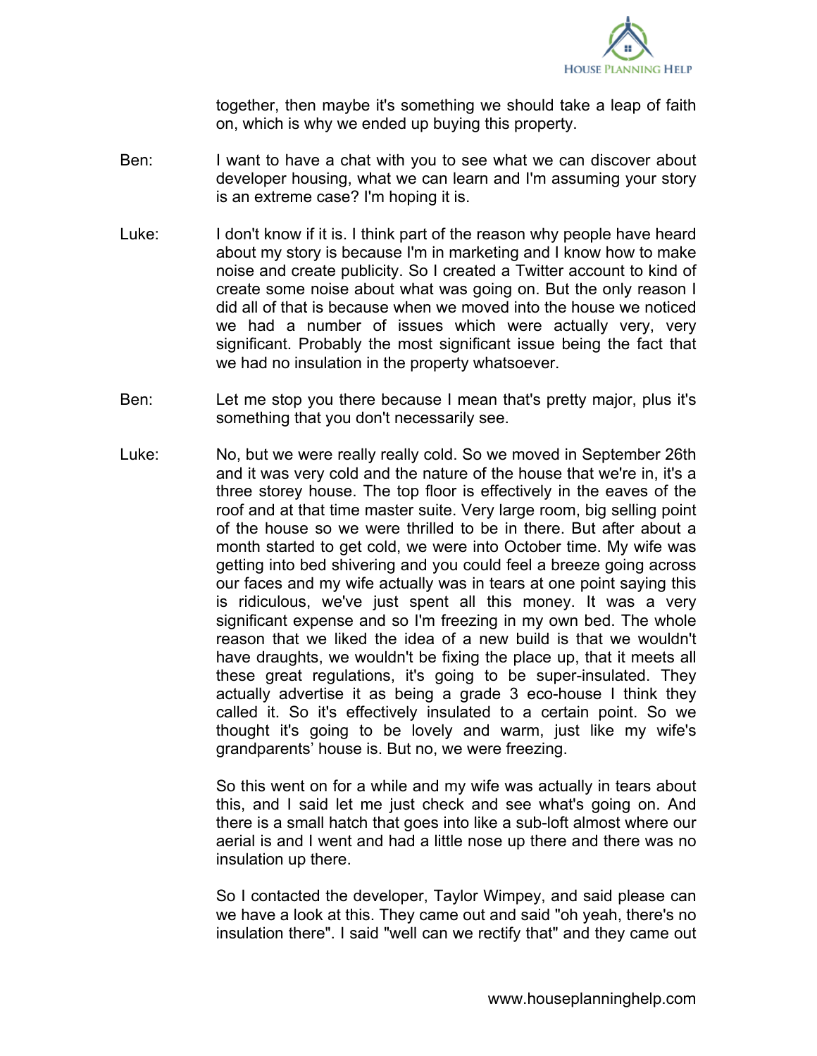together, then maybe it's something we should take a leap of faith on, which is why we ended up buying this property.

Ben: I want to have a chat with you to see what we can discover about developer housing, what we can learn and I'm assuming your story is an extreme case? I'm hoping it is.

Luke: I don't know if it is. I think part of the reason why people have heard about my story is because I'm in marketing and I know how to make noise and create publicity. So I created a Twitter account to kind of create some noise about what was going on. But the only reason I did all of that is because when we moved into the house we noticed we had a number of issues which were actually very, very significant. Probably the most significant issue being the fact that we had no insulation in the property whatsoever.

Ben: Let me stop you there because I mean that's pretty major, plus it's something that you don't necessarily see.

Luke: No, but we were really really cold. So we moved in September 26th and it was very cold and the nature of the house that we're in, it's a three storey house. The top floor is effectively in the eaves of the roof and at that time master suite. Very large room, big selling point of the house so we were thrilled to be in there. But after about a month started to get cold, we were into October time. My wife was getting into bed shivering and you could feel a breeze going across our faces and my wife actually was in tears at one point saying this is ridiculous, we've just spent all this money. It was a very significant expense and so I'm freezing in my own bed. The whole reason that we liked the idea of a new build is that we wouldn't have draughts, we wouldn't be fixing the place up, that it meets all these great regulations, it's going to be super-insulated. They actually advertise it as being a grade 3 eco-house I think they called it. So it's effectively insulated to a certain point. So we thought it's going to be lovely and warm, just like my wife's grandparents' house is. But no, we were freezing.

So this went on for a while and my wife was actually in tears about this, and I said let me just check and see what's going on. And there is a small hatch that goes into like a sub-loft almost where our aerial is and I went and had a little nose up there and there was no insulation up there.

So I contacted the developer, Taylor Wimpey, and said please can we have a look at this. They came out and said "oh yeah, there's no insulation there". I said "well can we rectify that" and they came out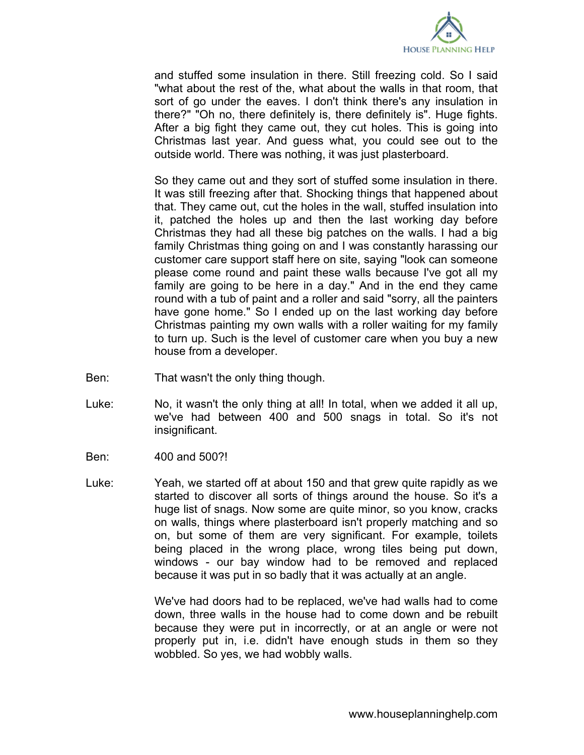and stuffed some insulation in there. Still freezing cold. So I said "what about the rest of the, what about the walls in that room, that sort of go under the eaves. I don't think there's any insulation in there?" "Oh no, there definitely is, there definitely is". Huge fights. After a big fight they came out, they cut holes. This is going into Christmas last year. And guess what, you could see out to the outside world. There was nothing, it was just plasterboard.

So they came out and they sort of stuffed some insulation in there. It was still freezing after that. Shocking things that happened about that. They came out, cut the holes in the wall, stuffed insulation into it, patched the holes up and then the last working day before Christmas they had all these big patches on the walls. I had a big family Christmas thing going on and I was constantly harassing our customer care support staff here on site, saying "look can someone please come round and paint these walls because I've got all my family are going to be here in a day." And in the end they came round with a tub of paint and a roller and said "sorry, all the painters have gone home." So I ended up on the last working day before Christmas painting my own walls with a roller waiting for my family to turn up. Such is the level of customer care when you buy a new house from a developer.

Ben: That wasn't the only thing though.

Luke: No, it wasn't the only thing at all! In total, when we added it all up, we've had between 400 and 500 snags in total. So it's not insignificant.

Ben: 400 and 500?!

Luke: Yeah, we started off at about 150 and that grew quite rapidly as we started to discover all sorts of things around the house. So it's a huge list of snags. Now some are quite minor, so you know, cracks on walls, things where plasterboard isn't properly matching and so on, but some of them are very significant. For example, toilets being placed in the wrong place, wrong tiles being put down, windows - our bay window had to be removed and replaced because it was put in so badly that it was actually at an angle.

We've had doors had to be replaced, we've had walls had to come down, three walls in the house had to come down and be rebuilt because they were put in incorrectly, or at an angle or were not properly put in, i.e. didn't have enough studs in them so they wobbled. So yes, we had wobbly walls.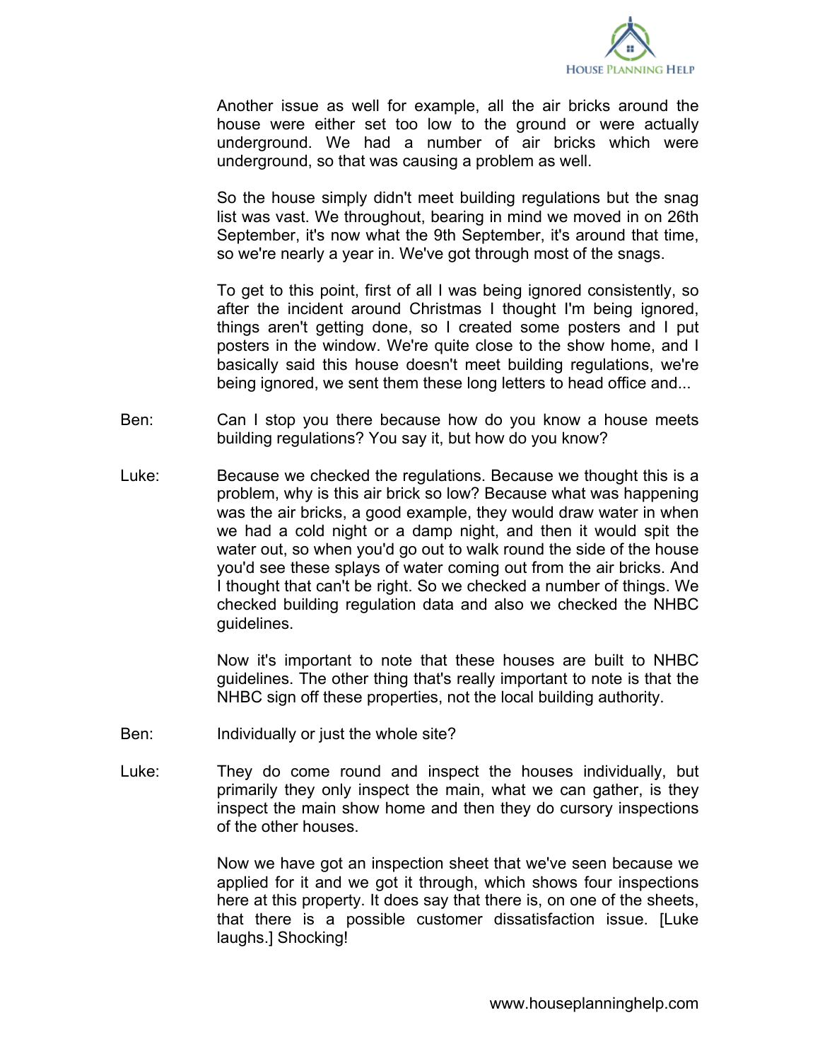Another issue as well for example, all the air bricks around the house were either set too low to the ground or were actually underground. We had a number of air bricks which were underground, so that was causing a problem as well.

So the house simply didn't meet building regulations but the snag list was vast. We throughout, bearing in mind we moved in on 26th September, it's now what the 9th September, it's around that time, so we're nearly a year in. We've got through most of the snags.

To get to this point, first of all I was being ignored consistently, so after the incident around Christmas I thought I'm being ignored, things aren't getting done, so I created some posters and I put posters in the window. We're quite close to the show home, and I basically said this house doesn't meet building regulations, we're being ignored, we sent them these long letters to head office and...

Ben: Can I stop you there because how do you know a house meets building regulations? You say it, but how do you know?

Luke: Because we checked the regulations. Because we thought this is a problem, why is this air brick so low? Because what was happening was the air bricks, a good example, they would draw water in when we had a cold night or a damp night, and then it would spit the water out, so when you'd go out to walk round the side of the house you'd see these splays of water coming out from the air bricks. And I thought that can't be right. So we checked a number of things. We checked building regulation data and also we checked the NHBC guidelines.

Now it's important to note that these houses are built to NHBC guidelines. The other thing that's really important to note is that the NHBC sign off these properties, not the local building authority.

Ben: Individually or just the whole site?

Luke: They do come round and inspect the houses individually, but primarily they only inspect the main, what we can gather, is they inspect the main show home and then they do cursory inspections of the other houses.

Now we have got an inspection sheet that we've seen because we applied for it and we got it through, which shows four inspections here at this property. It does say that there is, on one of the sheets, that there is a possible customer dissatisfaction issue. [Luke laughs.] Shocking!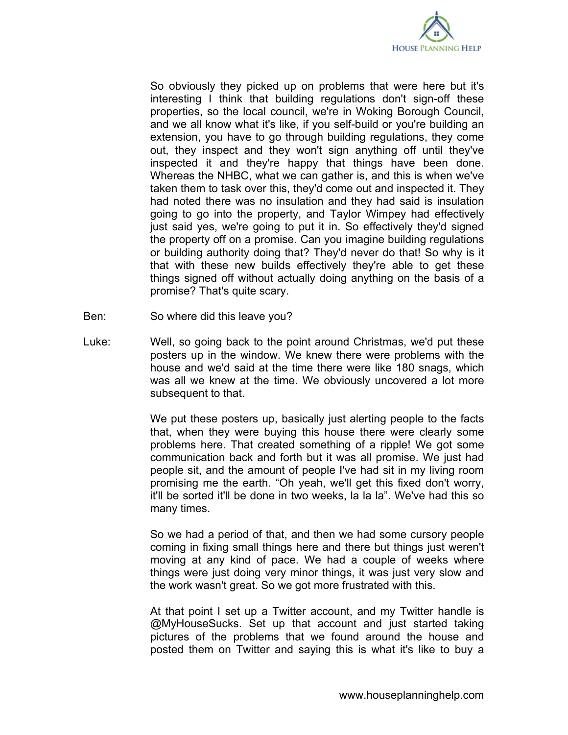So obviously they picked up on problems that were here but it's interesting I think that building regulations don't sign-off these properties, so the local council, we're in Woking Borough Council, and we all know what it's like, if you self-build or you're building an extension, you have to go through building regulations, they come out, they inspect and they won't sign anything off until they've inspected it and they're happy that things have been done. Whereas the NHBC, what we can gather is, and this is when we've taken them to task over this, they'd come out and inspected it. They had noted there was no insulation and they had said is insulation going to go into the property, and Taylor Wimpey had effectively just said yes, we're going to put it in. So effectively they'd signed the property off on a promise. Can you imagine building regulations or building authority doing that? They'd never do that! So why is it that with these new builds effectively they're able to get these things signed off without actually doing anything on the basis of a promise? That's quite scary.

Ben: So where did this leave you?

Luke: Well, so going back to the point around Christmas, we'd put these posters up in the window. We knew there were problems with the house and we'd said at the time there were like 180 snags, which was all we knew at the time. We obviously uncovered a lot more subsequent to that.

We put these posters up, basically just alerting people to the facts that, when they were buying this house there were clearly some problems here. That created something of a ripple! We got some communication back and forth but it was all promise. We just had people sit, and the amount of people I've had sit in my living room promising me the earth. "Oh yeah, we'll get this fixed don't worry, it'll be sorted it'll be done in two weeks, la la la". We've had this so many times.

So we had a period of that, and then we had some cursory people coming in fixing small things here and there but things just weren't moving at any kind of pace. We had a couple of weeks where things were just doing very minor things, it was just very slow and the work wasn't great. So we got more frustrated with this.

At that point I set up a Twitter account, and my Twitter handle is @MyHouseSucks. Set up that account and just started taking pictures of the problems that we found around the house and posted them on Twitter and saying this is what it's like to buy a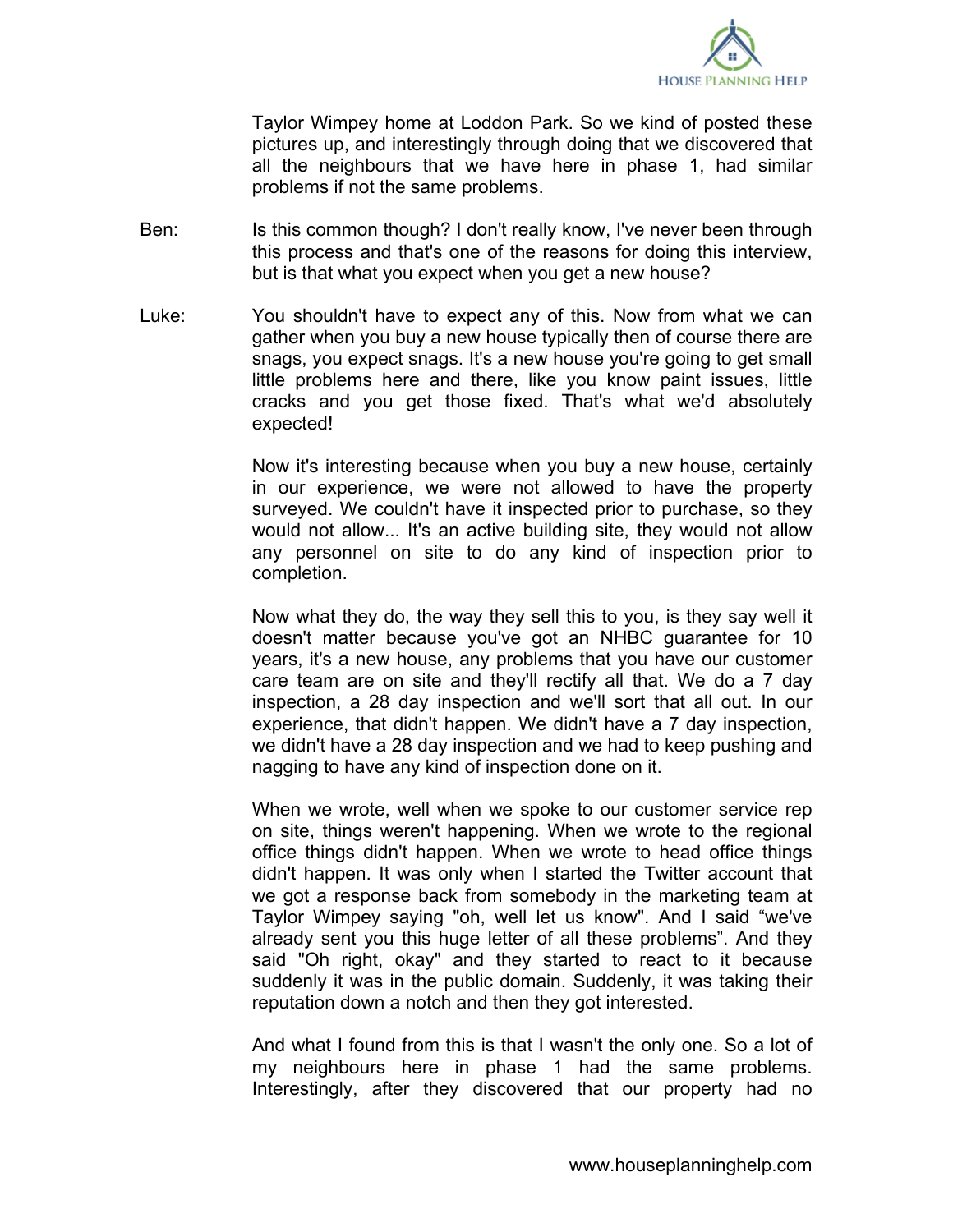Taylor Wimpey home at Loddon Park. So we kind of posted these pictures up, and interestingly through doing that we discovered that all the neighbours that we have here in phase 1, had similar problems if not the same problems.

Ben: Is this common though? I don't really know, I've never been through this process and that's one of the reasons for doing this interview, but is that what you expect when you get a new house?

Luke: You shouldn't have to expect any of this. Now from what we can gather when you buy a new house typically then of course there are snags, you expect snags. It's a new house you're going to get small little problems here and there, like you know paint issues, little cracks and you get those fixed. That's what we'd absolutely expected!

Now it's interesting because when you buy a new house, certainly in our experience, we were not allowed to have the property surveyed. We couldn't have it inspected prior to purchase, so they would not allow... It's an active building site, they would not allow any personnel on site to do any kind of inspection prior to completion.

Now what they do, the way they sell this to you, is they say well it doesn't matter because you've got an NHBC guarantee for 10 years, it's a new house, any problems that you have our customer care team are on site and they'll rectify all that. We do a 7 day inspection, a 28 day inspection and we'll sort that all out. In our experience, that didn't happen. We didn't have a 7 day inspection, we didn't have a 28 day inspection and we had to keep pushing and nagging to have any kind of inspection done on it.

When we wrote, well when we spoke to our customer service rep on site, things weren't happening. When we wrote to the regional office things didn't happen. When we wrote to head office things didn't happen. It was only when I started the Twitter account that we got a response back from somebody in the marketing team at Taylor Wimpey saying "oh, well let us know". And I said “we've already sent you this huge letter of all these problems”. And they said "Oh right, okay" and they started to react to it because suddenly it was in the public domain. Suddenly, it was taking their reputation down a notch and then they got interested.

And what I found from this is that I wasn't the only one. So a lot of my neighbours here in phase 1 had the same problems. Interestingly, after they discovered that our property had no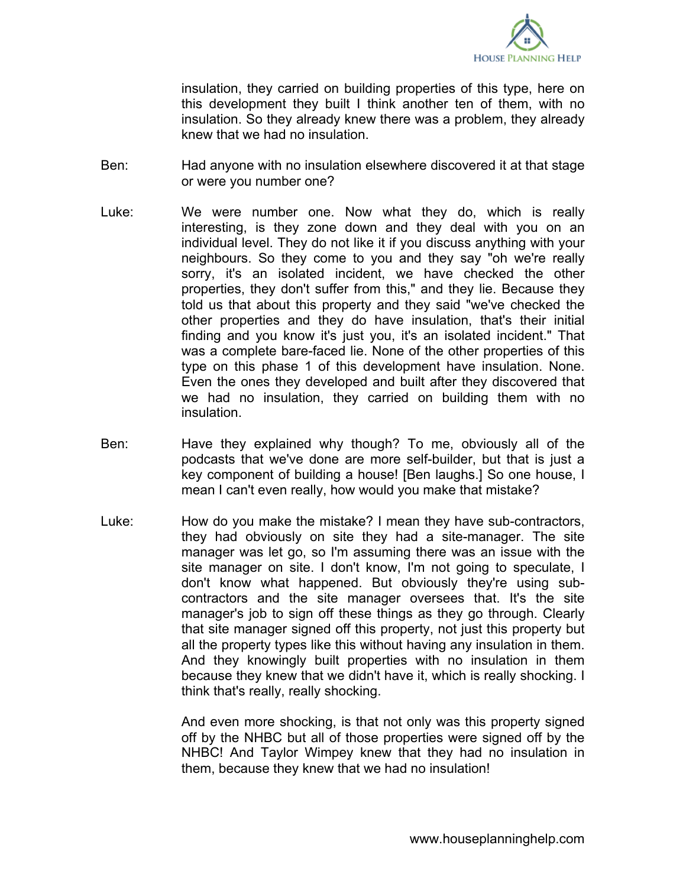insulation, they carried on building properties of this type, here on this development they built I think another ten of them, with no insulation. So they already knew there was a problem, they already knew that we had no insulation.

Ben: Had anyone with no insulation elsewhere discovered it at that stage or were you number one?

Luke: We were number one. Now what they do, which is really interesting, is they zone down and they deal with you on an individual level. They do not like it if you discuss anything with your neighbours. So they come to you and they say "oh we're really sorry, it's an isolated incident, we have checked the other properties, they don't suffer from this," and they lie. Because they told us that about this property and they said "we've checked the other properties and they do have insulation, that's their initial finding and you know it's just you, it's an isolated incident." That was a complete bare-faced lie. None of the other properties of this type on this phase 1 of this development have insulation. None. Even the ones they developed and built after they discovered that we had no insulation, they carried on building them with no insulation.

Ben: Have they explained why though? To me, obviously all of the podcasts that we've done are more self-builder, but that is just a key component of building a house! [Ben laughs.] So one house, I mean I can't even really, how would you make that mistake?

Luke: How do you make the mistake? I mean they have sub-contractors, they had obviously on site they had a site-manager. The site manager was let go, so I'm assuming there was an issue with the site manager on site. I don't know, I'm not going to speculate, I don't know what happened. But obviously they're using sub-contractors and the site manager oversees that. It's the site manager's job to sign off these things as they go through. Clearly that site manager signed off this property, not just this property but all the property types like this without having any insulation in them. And they knowingly built properties with no insulation in them because they knew that we didn't have it, which is really shocking. I think that's really, really shocking.

And even more shocking, is that not only was this property signed off by the NHBC but all of those properties were signed off by the NHBC! And Taylor Wimpey knew that they had no insulation in them, because they knew that we had no insulation!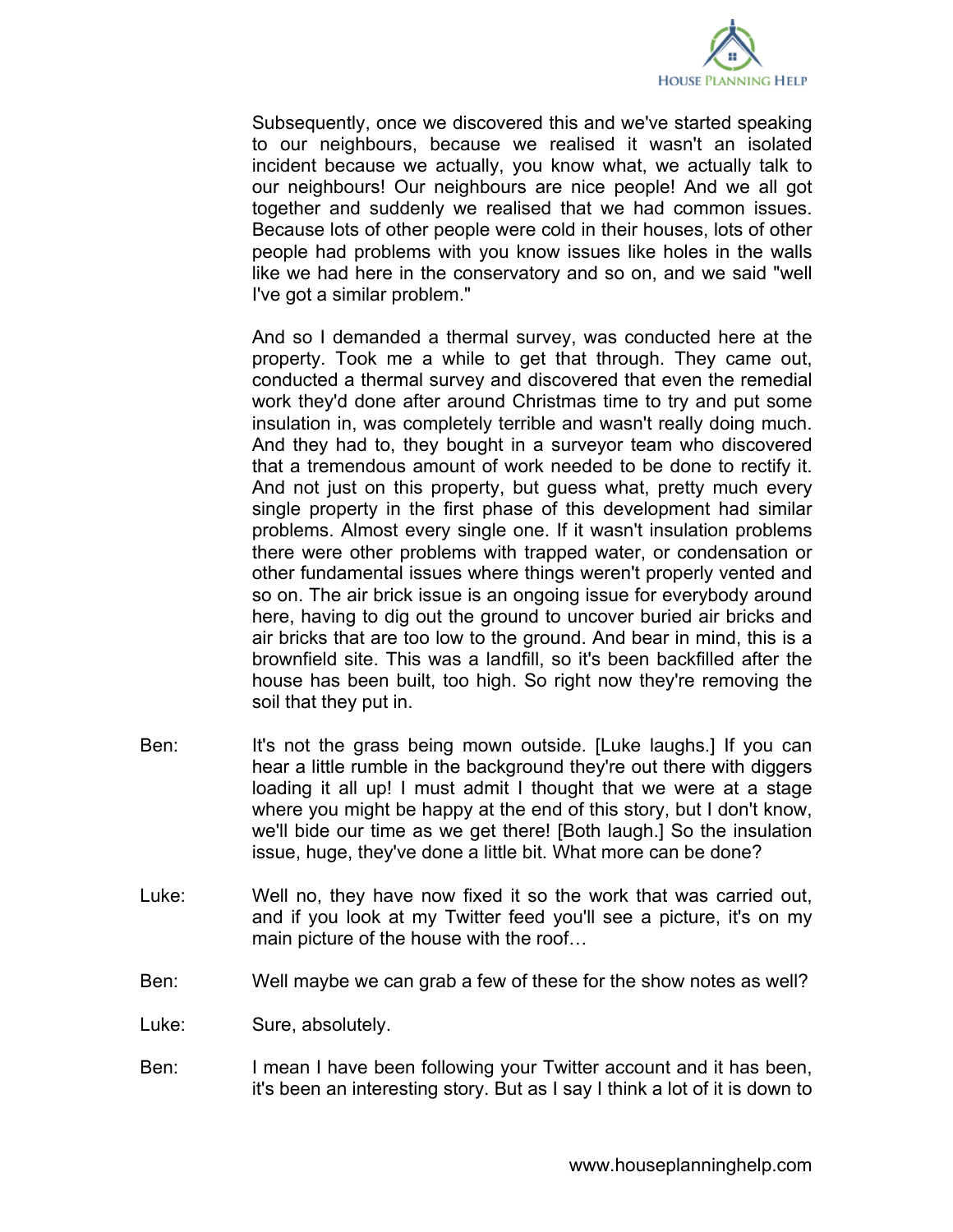Subsequently, once we discovered this and we've started speaking to our neighbours, because we realised it wasn't an isolated incident because we actually, you know what, we actually talk to our neighbours! Our neighbours are nice people! And we all got together and suddenly we realised that we had common issues. Because lots of other people were cold in their houses, lots of other people had problems with you know issues like holes in the walls like we had here in the conservatory and so on, and we said "well I've got a similar problem."

And so I demanded a thermal survey, was conducted here at the property. Took me a while to get that through. They came out, conducted a thermal survey and discovered that even the remedial work they'd done after around Christmas time to try and put some insulation in, was completely terrible and wasn't really doing much. And they had to, they bought in a surveyor team who discovered that a tremendous amount of work needed to be done to rectify it. And not just on this property, but guess what, pretty much every single property in the first phase of this development had similar problems. Almost every single one. If it wasn't insulation problems there were other problems with trapped water, or condensation or other fundamental issues where things weren't properly vented and so on. The air brick issue is an ongoing issue for everybody around here, having to dig out the ground to uncover buried air bricks and air bricks that are too low to the ground. And bear in mind, this is a brownfield site. This was a landfill, so it's been backfilled after the house has been built, too high. So right now they're removing the soil that they put in.

Ben: It's not the grass being mown outside. [Luke laughs.] If you can hear a little rumble in the background they're out there with diggers loading it all up! I must admit I thought that we were at a stage where you might be happy at the end of this story, but I don't know, we'll bide our time as we get there! [Both laugh.] So the insulation issue, huge, they've done a little bit. What more can be done?

Luke: Well no, they have now fixed it so the work that was carried out, and if you look at my Twitter feed you'll see a picture, it's on my main picture of the house with the roof…

Ben: Well maybe we can grab a few of these for the show notes as well?

Luke: Sure, absolutely.

Ben: I mean I have been following your Twitter account and it has been, it's been an interesting story. But as I say I think a lot of it is down to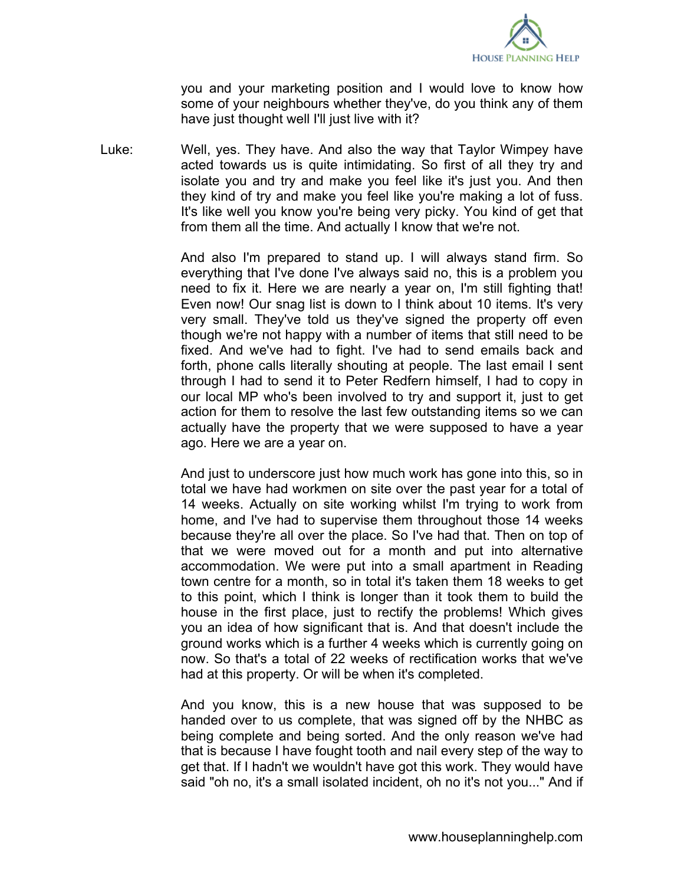you and your marketing position and I would love to know how some of your neighbours whether they've, do you think any of them have just thought well I'll just live with it?

Luke: Well, yes. They have. And also the way that Taylor Wimpey have acted towards us is quite intimidating. So first of all they try and isolate you and try and make you feel like it's just you. And then they kind of try and make you feel like you're making a lot of fuss. It's like well you know you're being very picky. You kind of get that from them all the time. And actually I know that we're not.

And also I'm prepared to stand up. I will always stand firm. So everything that I've done I've always said no, this is a problem you need to fix it. Here we are nearly a year on, I'm still fighting that! Even now! Our snag list is down to I think about 10 items. It's very very small. They've told us they've signed the property off even though we're not happy with a number of items that still need to be fixed. And we've had to fight. I've had to send emails back and forth, phone calls literally shouting at people. The last email I sent through I had to send it to Peter Redfern himself, I had to copy in our local MP who's been involved to try and support it, just to get action for them to resolve the last few outstanding items so we can actually have the property that we were supposed to have a year ago. Here we are a year on.

And just to underscore just how much work has gone into this, so in total we have had workmen on site over the past year for a total of 14 weeks. Actually on site working whilst I'm trying to work from home, and I've had to supervise them throughout those 14 weeks because they're all over the place. So I've had that. Then on top of that we were moved out for a month and put into alternative accommodation. We were put into a small apartment in Reading town centre for a month, so in total it's taken them 18 weeks to get to this point, which I think is longer than it took them to build the house in the first place, just to rectify the problems! Which gives you an idea of how significant that is. And that doesn't include the ground works which is a further 4 weeks which is currently going on now. So that's a total of 22 weeks of rectification works that we've had at this property. Or will be when it's completed.

And you know, this is a new house that was supposed to be handed over to us complete, that was signed off by the NHBC as being complete and being sorted. And the only reason we've had that is because I have fought tooth and nail every step of the way to get that. If I hadn't we wouldn't have got this work. They would have said "oh no, it's a small isolated incident, oh no it's not you..." And if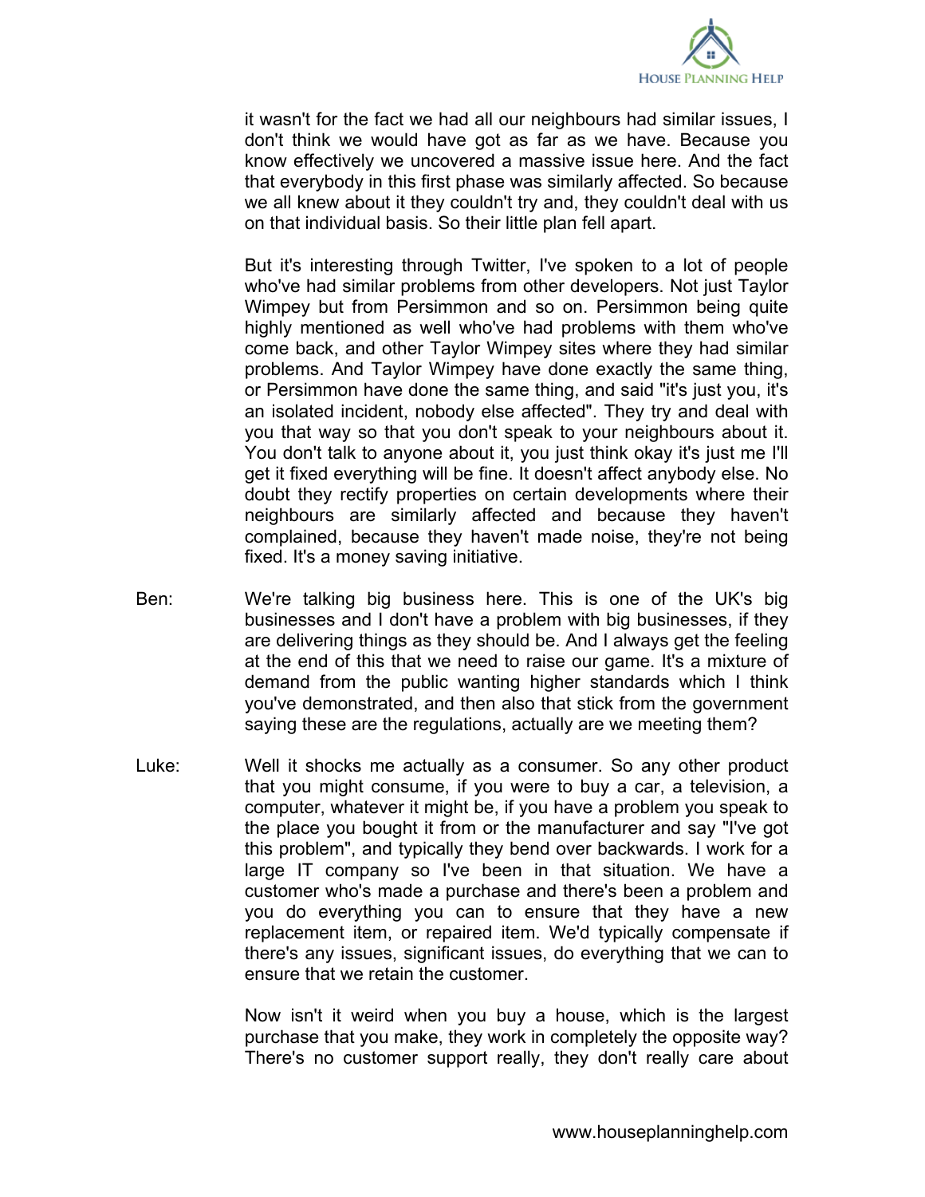it wasn't for the fact we had all our neighbours had similar issues, I don't think we would have got as far as we have. Because you know effectively we uncovered a massive issue here. And the fact that everybody in this first phase was similarly affected. So because we all knew about it they couldn't try and, they couldn't deal with us on that individual basis. So their little plan fell apart.

But it's interesting through Twitter, I've spoken to a lot of people who've had similar problems from other developers. Not just Taylor Wimpey but from Persimmon and so on. Persimmon being quite highly mentioned as well who've had problems with them who've come back, and other Taylor Wimpey sites where they had similar problems. And Taylor Wimpey have done exactly the same thing, or Persimmon have done the same thing, and said "it's just you, it's an isolated incident, nobody else affected". They try and deal with you that way so that you don't speak to your neighbours about it. You don't talk to anyone about it, you just think okay it's just me I'll get it fixed everything will be fine. It doesn't affect anybody else. No doubt they rectify properties on certain developments where their neighbours are similarly affected and because they haven't complained, because they haven't made noise, they're not being fixed. It's a money saving initiative.

Ben: We're talking big business here. This is one of the UK's big businesses and I don't have a problem with big businesses, if they are delivering things as they should be. And I always get the feeling at the end of this that we need to raise our game. It's a mixture of demand from the public wanting higher standards which I think you've demonstrated, and then also that stick from the government saying these are the regulations, actually are we meeting them?

Luke: Well it shocks me actually as a consumer. So any other product that you might consume, if you were to buy a car, a television, a computer, whatever it might be, if you have a problem you speak to the place you bought it from or the manufacturer and say "I've got this problem", and typically they bend over backwards. I work for a large IT company so I've been in that situation. We have a customer who's made a purchase and there's been a problem and you do everything you can to ensure that they have a new replacement item, or repaired item. We'd typically compensate if there's any issues, significant issues, do everything that we can to ensure that we retain the customer.

Now isn't it weird when you buy a house, which is the largest purchase that you make, they work in completely the opposite way? There's no customer support really, they don't really care about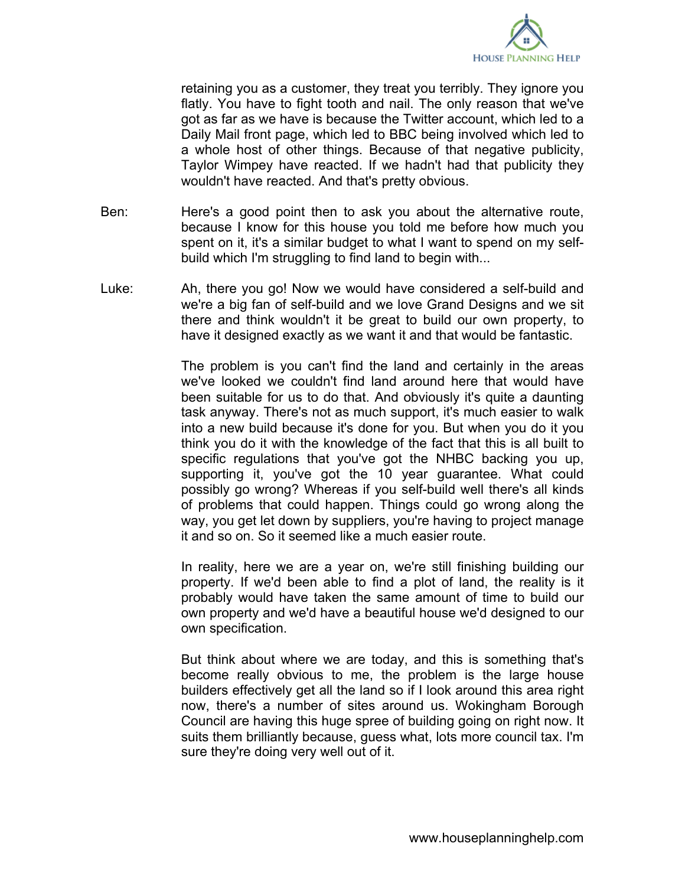retaining you as a customer, they treat you terribly. They ignore you flatly. You have to fight tooth and nail. The only reason that we've got as far as we have is because the Twitter account, which led to a Daily Mail front page, which led to BBC being involved which led to a whole host of other things. Because of that negative publicity, Taylor Wimpey have reacted. If we hadn't had that publicity they wouldn't have reacted. And that's pretty obvious.

Ben: Here's a good point then to ask you about the alternative route, because I know for this house you told me before how much you spent on it, it's a similar budget to what I want to spend on my self-build which I'm struggling to find land to begin with...

Luke: Ah, there you go! Now we would have considered a self-build and we're a big fan of self-build and we love Grand Designs and we sit there and think wouldn't it be great to build our own property, to have it designed exactly as we want it and that would be fantastic.

The problem is you can't find the land and certainly in the areas we've looked we couldn't find land around here that would have been suitable for us to do that. And obviously it's quite a daunting task anyway. There's not as much support, it's much easier to walk into a new build because it's done for you. But when you do it you think you do it with the knowledge of the fact that this is all built to specific regulations that you've got the NHBC backing you up, supporting it, you've got the 10 year guarantee. What could possibly go wrong? Whereas if you self-build well there's all kinds of problems that could happen. Things could go wrong along the way, you get let down by suppliers, you're having to project manage it and so on. So it seemed like a much easier route.

In reality, here we are a year on, we're still finishing building our property. If we'd been able to find a plot of land, the reality is it probably would have taken the same amount of time to build our own property and we'd have a beautiful house we'd designed to our own specification.

But think about where we are today, and this is something that's become really obvious to me, the problem is the large house builders effectively get all the land so if I look around this area right now, there's a number of sites around us. Wokingham Borough Council are having this huge spree of building going on right now. It suits them brilliantly because, guess what, lots more council tax. I'm sure they're doing very well out of it.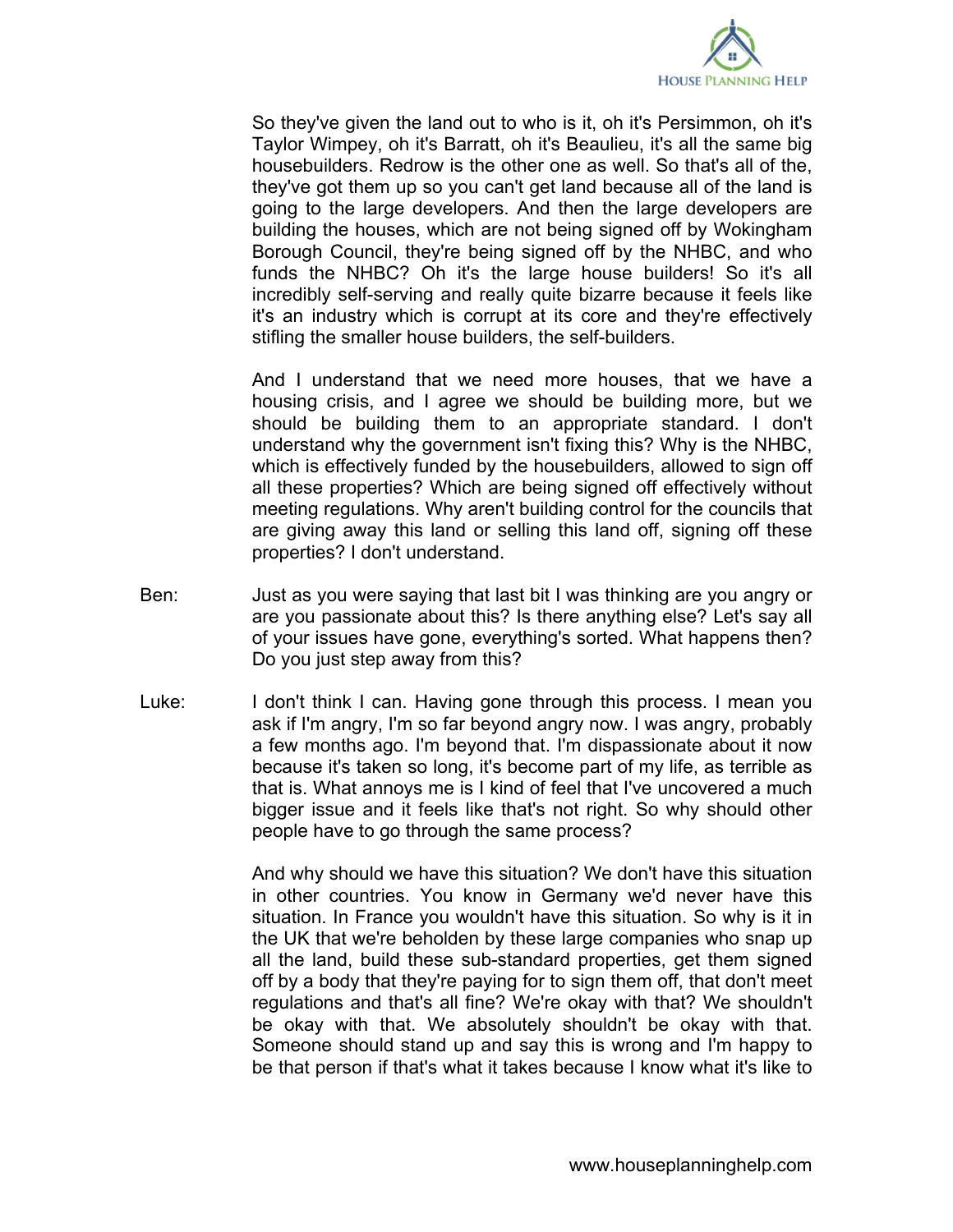So they've given the land out to who is it, oh it's Persimmon, oh it's Taylor Wimpey, oh it's Barratt, oh it's Beaulieu, it's all the same big housebuilders. Redrow is the other one as well. So that's all of the, they've got them up so you can't get land because all of the land is going to the large developers. And then the large developers are building the houses, which are not being signed off by Wokingham Borough Council, they're being signed off by the NHBC, and who funds the NHBC? Oh it's the large house builders! So it's all incredibly self-serving and really quite bizarre because it feels like it's an industry which is corrupt at its core and they're effectively stifling the smaller house builders, the self-builders.

And I understand that we need more houses, that we have a housing crisis, and I agree we should be building more, but we should be building them to an appropriate standard. I don't understand why the government isn't fixing this? Why is the NHBC, which is effectively funded by the housebuilders, allowed to sign off all these properties? Which are being signed off effectively without meeting regulations. Why aren't building control for the councils that are giving away this land or selling this land off, signing off these properties? I don't understand.

Ben: Just as you were saying that last bit I was thinking are you angry or are you passionate about this? Is there anything else? Let's say all of your issues have gone, everything's sorted. What happens then? Do you just step away from this?

Luke: I don't think I can. Having gone through this process. I mean you ask if I'm angry, I'm so far beyond angry now. I was angry, probably a few months ago. I'm beyond that. I'm dispassionate about it now because it's taken so long, it's become part of my life, as terrible as that is. What annoys me is I kind of feel that I've uncovered a much bigger issue and it feels like that's not right. So why should other people have to go through the same process?

And why should we have this situation? We don't have this situation in other countries. You know in Germany we'd never have this situation. In France you wouldn't have this situation. So why is it in the UK that we're beholden by these large companies who snap up all the land, build these sub-standard properties, get them signed off by a body that they're paying for to sign them off, that don't meet regulations and that's all fine? We're okay with that? We shouldn't be okay with that. We absolutely shouldn't be okay with that. Someone should stand up and say this is wrong and I'm happy to be that person if that's what it takes because I know what it's like to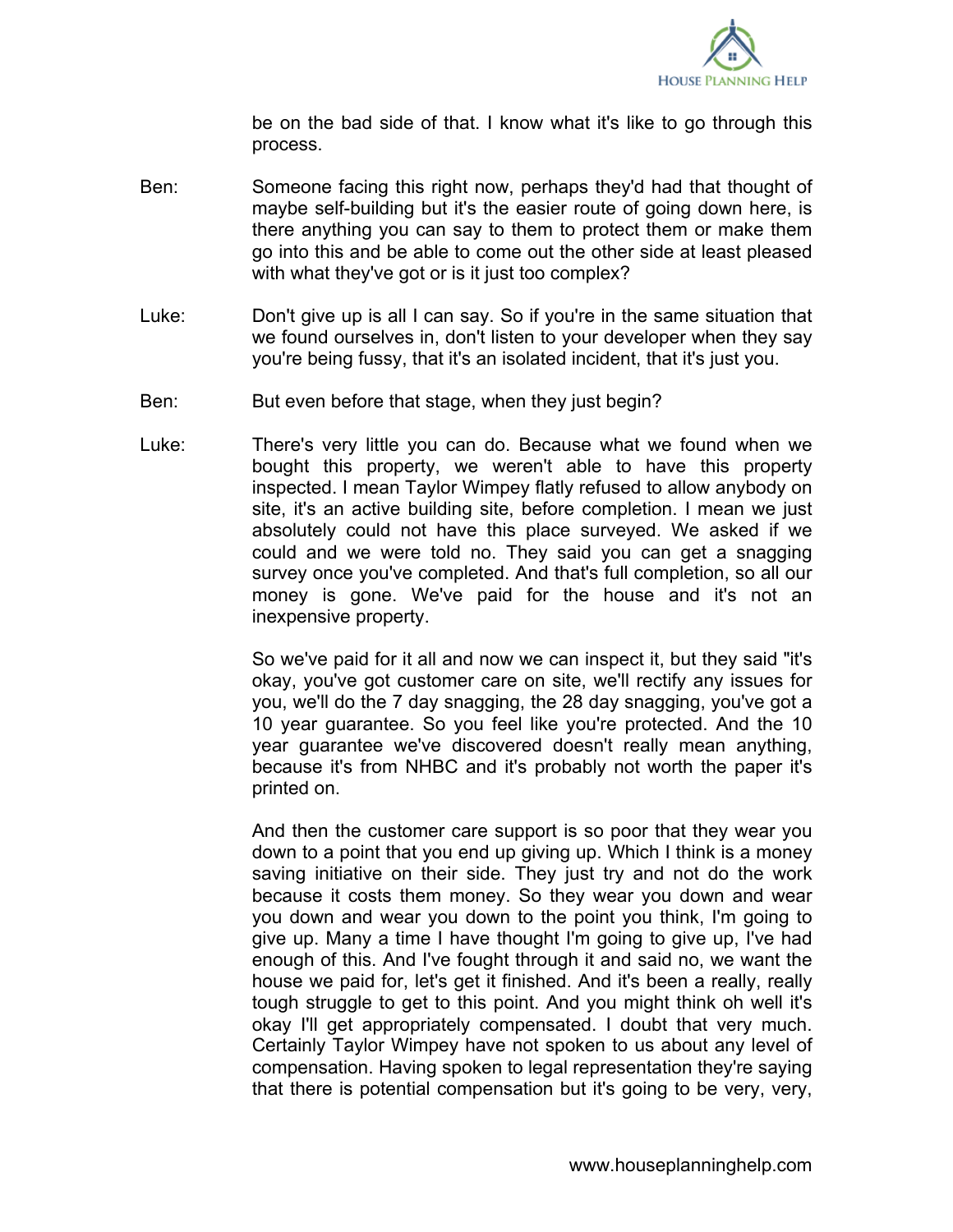be on the bad side of that. I know what it's like to go through this process.

**Ben:** Someone facing this right now, perhaps they'd had that thought of maybe self-building but it's the easier route of going down here, is there anything you can say to them to protect them or make them go into this and be able to come out the other side at least pleased with what they've got or is it just too complex?

**Luke:** Don't give up is all I can say. So if you're in the same situation that we found ourselves in, don't listen to your developer when they say you're being fussy, that it's an isolated incident, that it's just you.

**Ben:** But even before that stage, when they just begin?

**Luke:** There's very little you can do. Because what we found when we bought this property, we weren't able to have this property inspected. I mean Taylor Wimpey flatly refused to allow anybody on site, it's an active building site, before completion. I mean we just absolutely could not have this place surveyed. We asked if we could and we were told no. They said you can get a snagging survey once you've completed. And that's full completion, so all our money is gone. We've paid for the house and it's not an inexpensive property.

So we've paid for it all and now we can inspect it, but they said "it's okay, you've got customer care on site, we'll rectify any issues for you, we'll do the 7 day snagging, the 28 day snagging, you've got a 10 year guarantee. So you feel like you're protected. And the 10 year guarantee we've discovered doesn't really mean anything, because it's from NHBC and it's probably not worth the paper it's printed on.

And then the customer care support is so poor that they wear you down to a point that you end up giving up. Which I think is a money saving initiative on their side. They just try and not do the work because it costs them money. So they wear you down and wear you down and wear you down to the point you think, I'm going to give up. Many a time I have thought I'm going to give up, I've had enough of this. And I've fought through it and said no, we want the house we paid for, let's get it finished. And it's been a really, really tough struggle to get to this point. And you might think oh well it's okay I'll get appropriately compensated. I doubt that very much. Certainly Taylor Wimpey have not spoken to us about any level of compensation. Having spoken to legal representation they're saying that there is potential compensation but it's going to be very, very,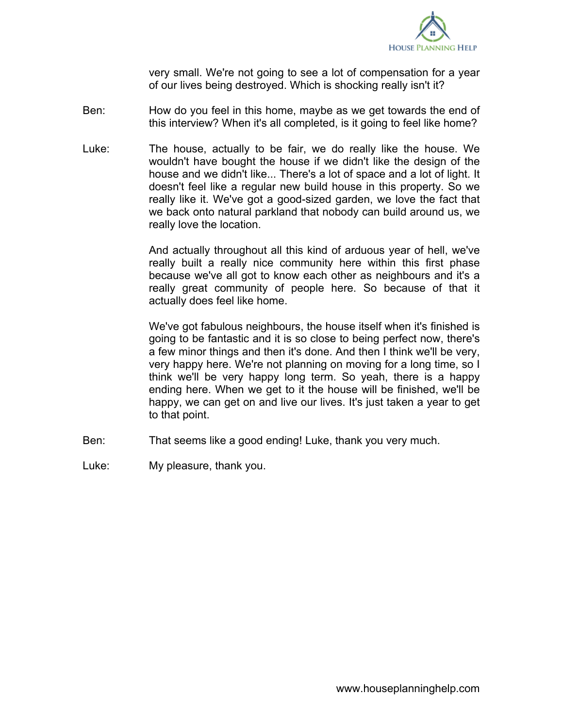very small. We're not going to see a lot of compensation for a year of our lives being destroyed. Which is shocking really isn't it?

Ben: How do you feel in this home, maybe as we get towards the end of this interview? When it's all completed, is it going to feel like home?

Luke: The house, actually to be fair, we do really like the house. We wouldn't have bought the house if we didn't like the design of the house and we didn't like... There's a lot of space and a lot of light. It doesn't feel like a regular new build house in this property. So we really like it. We've got a good-sized garden, we love the fact that we back onto natural parkland that nobody can build around us, we really love the location.

And actually throughout all this kind of arduous year of hell, we've really built a really nice community here within this first phase because we've all got to know each other as neighbours and it's a really great community of people here. So because of that it actually does feel like home.

We've got fabulous neighbours, the house itself when it's finished is going to be fantastic and it is so close to being perfect now, there's a few minor things and then it's done. And then I think we'll be very, very happy here. We're not planning on moving for a long time, so I think we'll be very happy long term. So yeah, there is a happy ending here. When we get to it the house will be finished, we'll be happy, we can get on and live our lives. It's just taken a year to get to that point.

Ben: That seems like a good ending! Luke, thank you very much.

Luke: My pleasure, thank you.